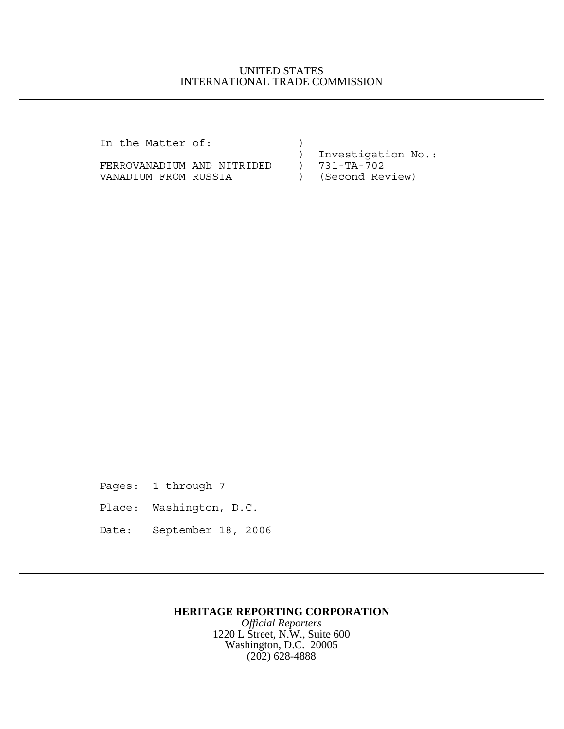UNITED STATES
INTERNATIONAL TRADE COMMISSION

---

```
In the Matter of:               )
                                )  Investigation No.:
FERROVANADIUM AND NITRIDED      )  731-TA-702
VANADIUM FROM RUSSIA            )  (Second Review)
```

Pages: 1 through 7

Place: Washington, D.C.

Date: September 18, 2006

---

**HERITAGE REPORTING CORPORATION**
*Official Reporters*
1220 L Street, N.W., Suite 600
Washington, D.C. 20005
(202) 628-4888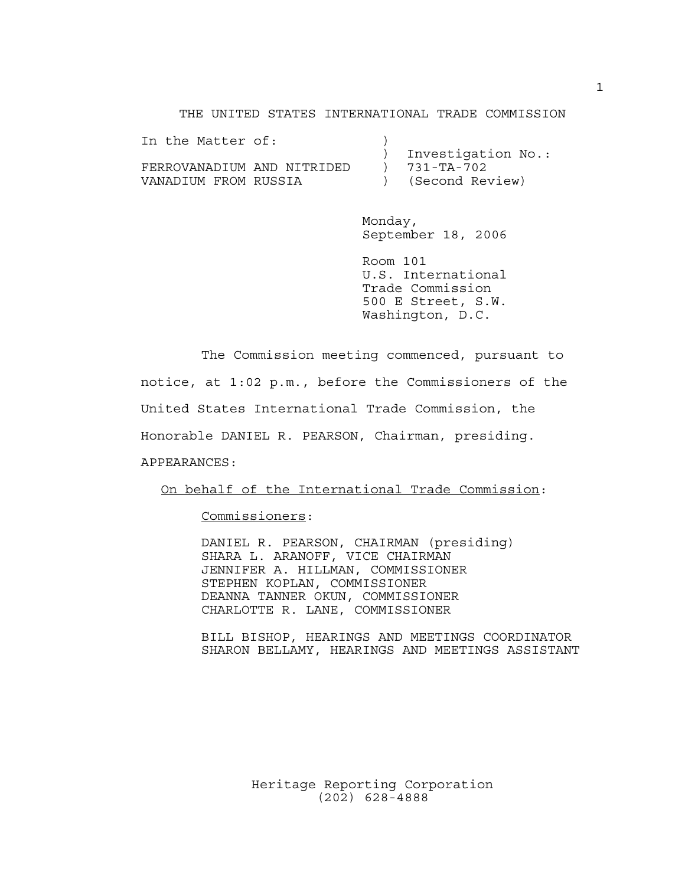THE UNITED STATES INTERNATIONAL TRADE COMMISSION

```
In the Matter of:              )
                               )  Investigation No.:
FERROVANADIUM AND NITRIDED     )  731-TA-702
VANADIUM FROM RUSSIA           )  (Second Review)
```

Monday,
September 18, 2006

Room 101
U.S. International
Trade Commission
500 E Street, S.W.
Washington, D.C.

The Commission meeting commenced, pursuant to notice, at 1:02 p.m., before the Commissioners of the United States International Trade Commission, the Honorable DANIEL R. PEARSON, Chairman, presiding.

APPEARANCES:

On behalf of the International Trade Commission:

Commissioners:

DANIEL R. PEARSON, CHAIRMAN (presiding)
SHARA L. ARANOFF, VICE CHAIRMAN
JENNIFER A. HILLMAN, COMMISSIONER
STEPHEN KOPLAN, COMMISSIONER
DEANNA TANNER OKUN, COMMISSIONER
CHARLOTTE R. LANE, COMMISSIONER

BILL BISHOP, HEARINGS AND MEETINGS COORDINATOR
SHARON BELLAMY, HEARINGS AND MEETINGS ASSISTANT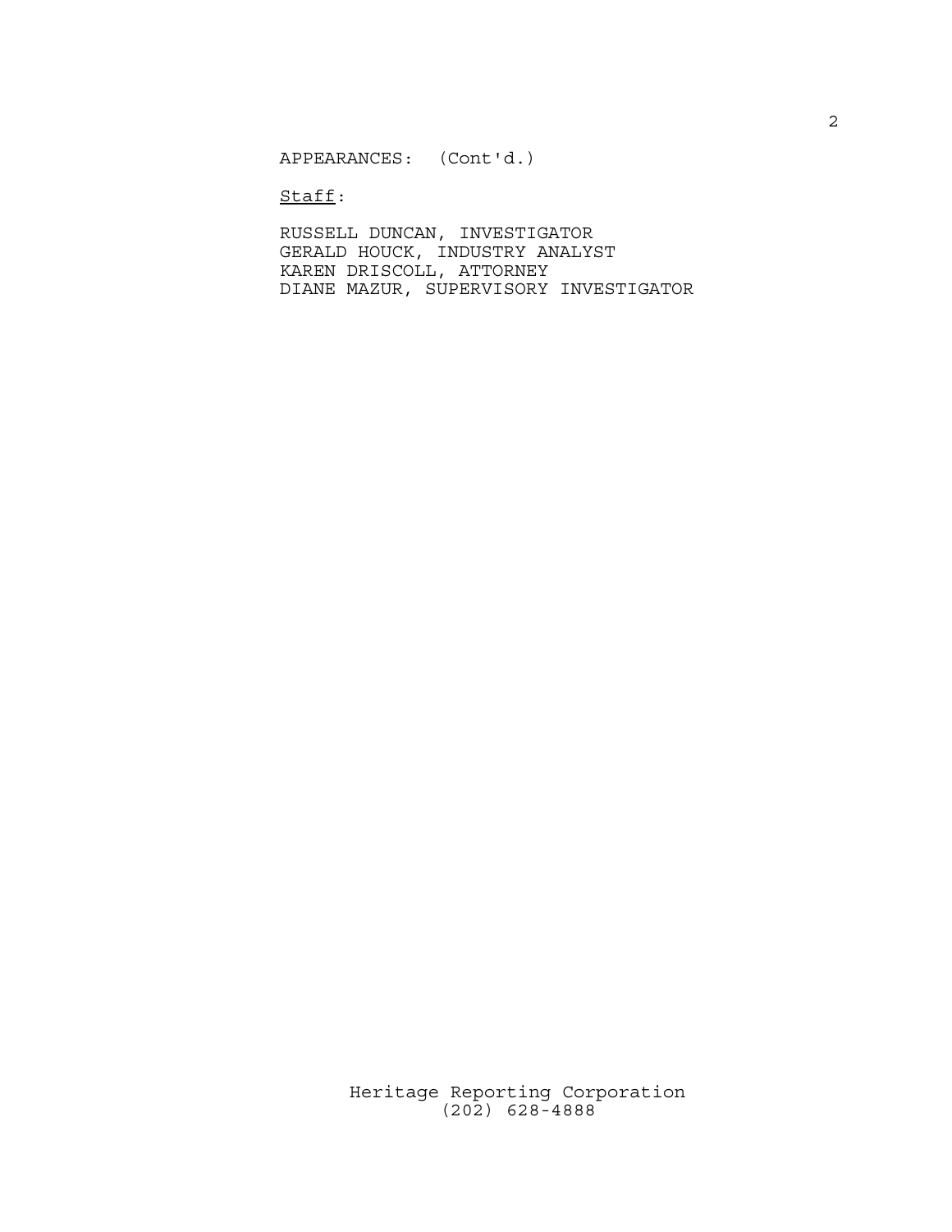APPEARANCES: (Cont'd.)

Staff:

RUSSELL DUNCAN, INVESTIGATOR
GERALD HOUCK, INDUSTRY ANALYST
KAREN DRISCOLL, ATTORNEY
DIANE MAZUR, SUPERVISORY INVESTIGATOR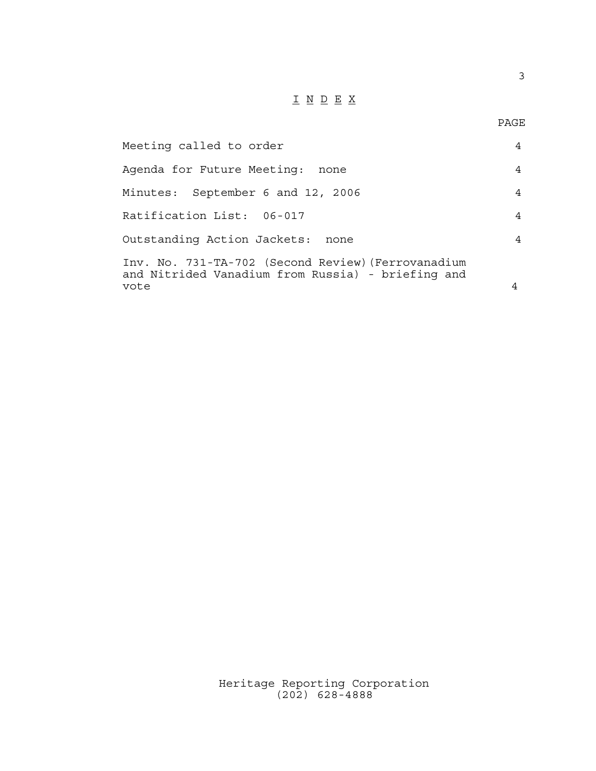# I N D E X

| | PAGE |
|---|---|
| Meeting called to order | 4 |
| Agenda for Future Meeting: none | 4 |
| Minutes: September 6 and 12, 2006 | 4 |
| Ratification List: 06-017 | 4 |
| Outstanding Action Jackets: none | 4 |
| Inv. No. 731-TA-702 (Second Review)(Ferrovanadium and Nitrided Vanadium from Russia) - briefing and vote | 4 |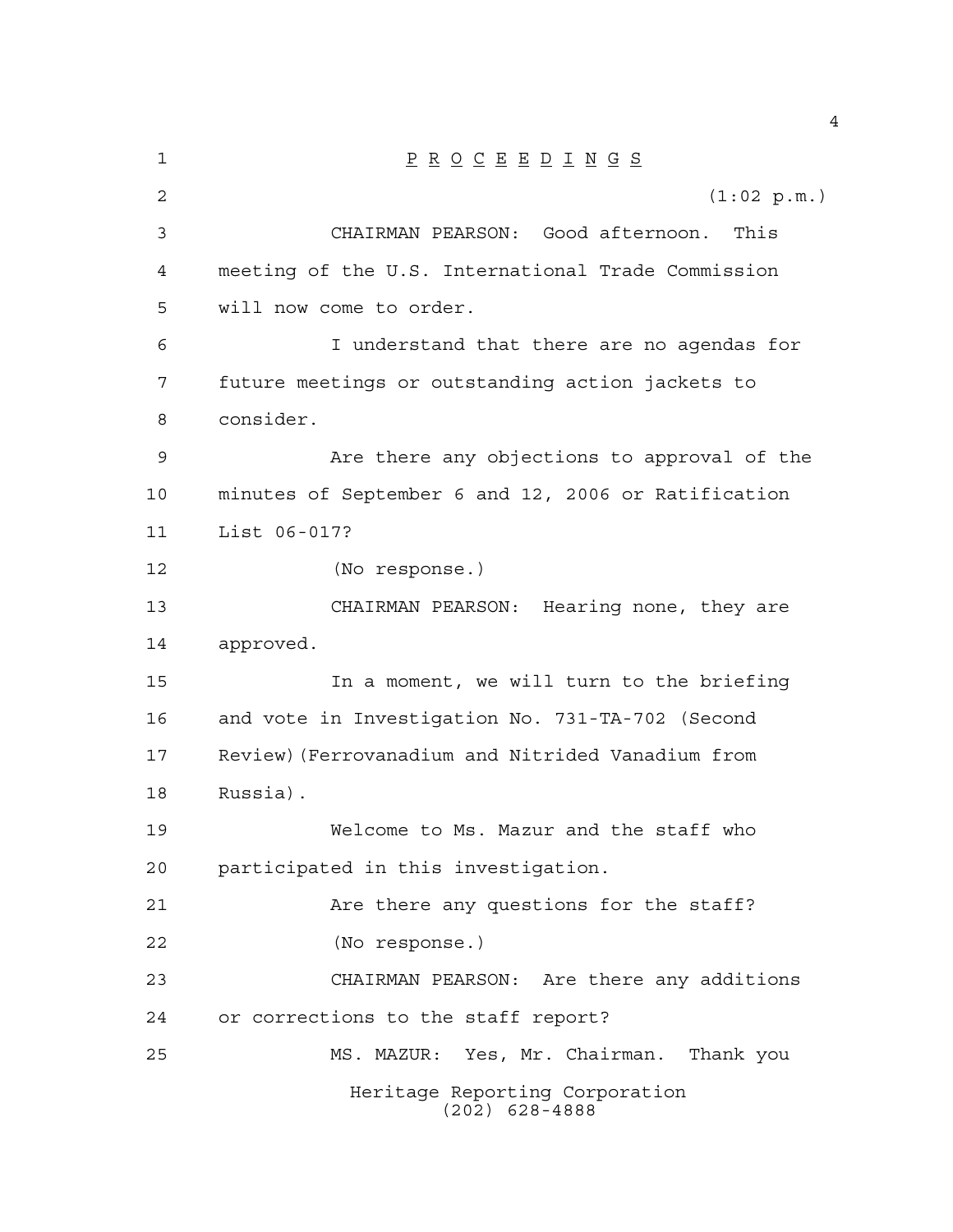P R O C E E D I N G S

(1:02 p.m.)

CHAIRMAN PEARSON: Good afternoon. This meeting of the U.S. International Trade Commission will now come to order.

I understand that there are no agendas for future meetings or outstanding action jackets to consider.

Are there any objections to approval of the minutes of September 6 and 12, 2006 or Ratification List 06-017?

(No response.)

CHAIRMAN PEARSON: Hearing none, they are approved.

In a moment, we will turn to the briefing and vote in Investigation No. 731-TA-702 (Second Review)(Ferrovanadium and Nitrided Vanadium from Russia).

Welcome to Ms. Mazur and the staff who participated in this investigation.

Are there any questions for the staff?

(No response.)

CHAIRMAN PEARSON: Are there any additions or corrections to the staff report?

MS. MAZUR: Yes, Mr. Chairman. Thank you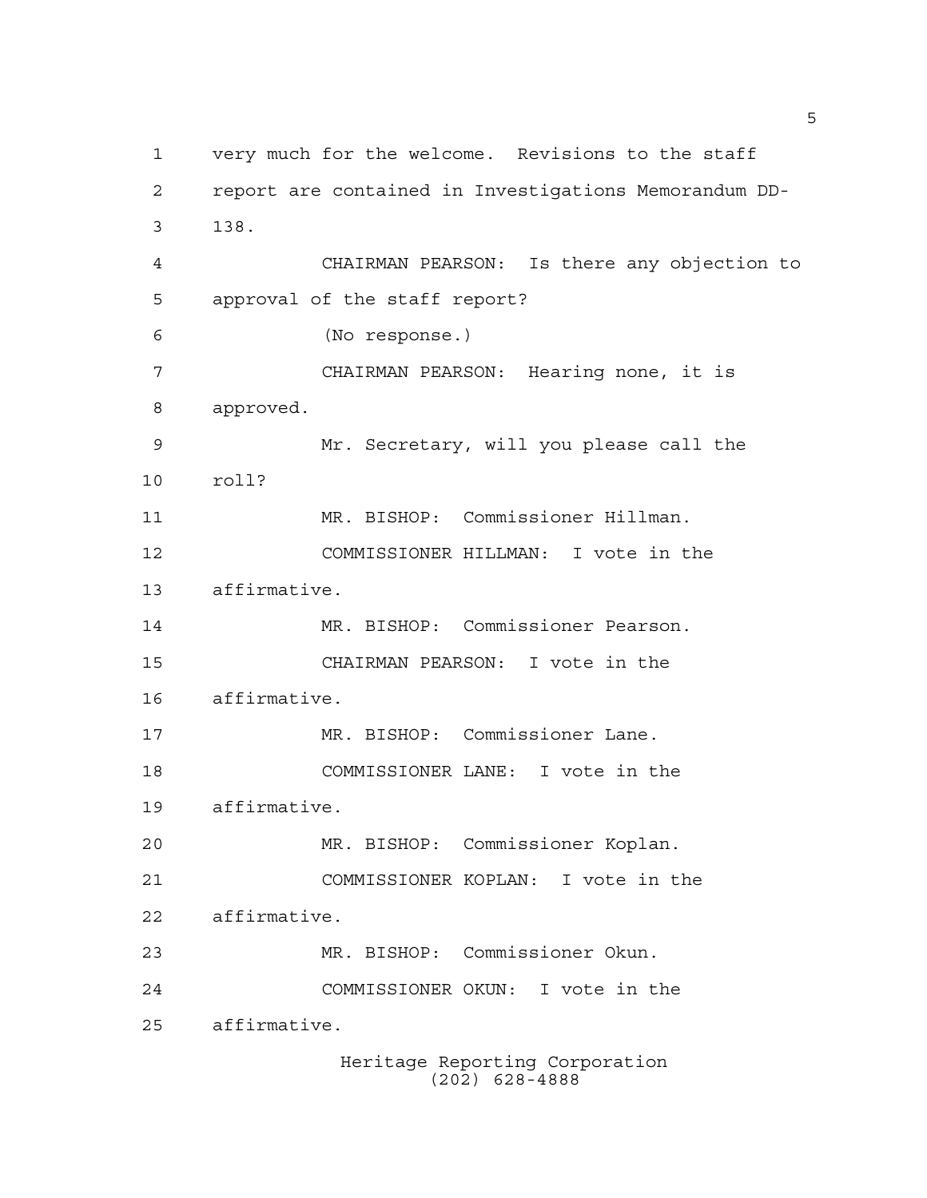very much for the welcome. Revisions to the staff report are contained in Investigations Memorandum DD-138.

CHAIRMAN PEARSON: Is there any objection to approval of the staff report?

(No response.)

CHAIRMAN PEARSON: Hearing none, it is approved.

Mr. Secretary, will you please call the roll?

MR. BISHOP: Commissioner Hillman.

COMMISSIONER HILLMAN: I vote in the affirmative.

MR. BISHOP: Commissioner Pearson.

CHAIRMAN PEARSON: I vote in the affirmative.

MR. BISHOP: Commissioner Lane.

COMMISSIONER LANE: I vote in the affirmative.

MR. BISHOP: Commissioner Koplan.

COMMISSIONER KOPLAN: I vote in the affirmative.

MR. BISHOP: Commissioner Okun.

COMMISSIONER OKUN: I vote in the affirmative.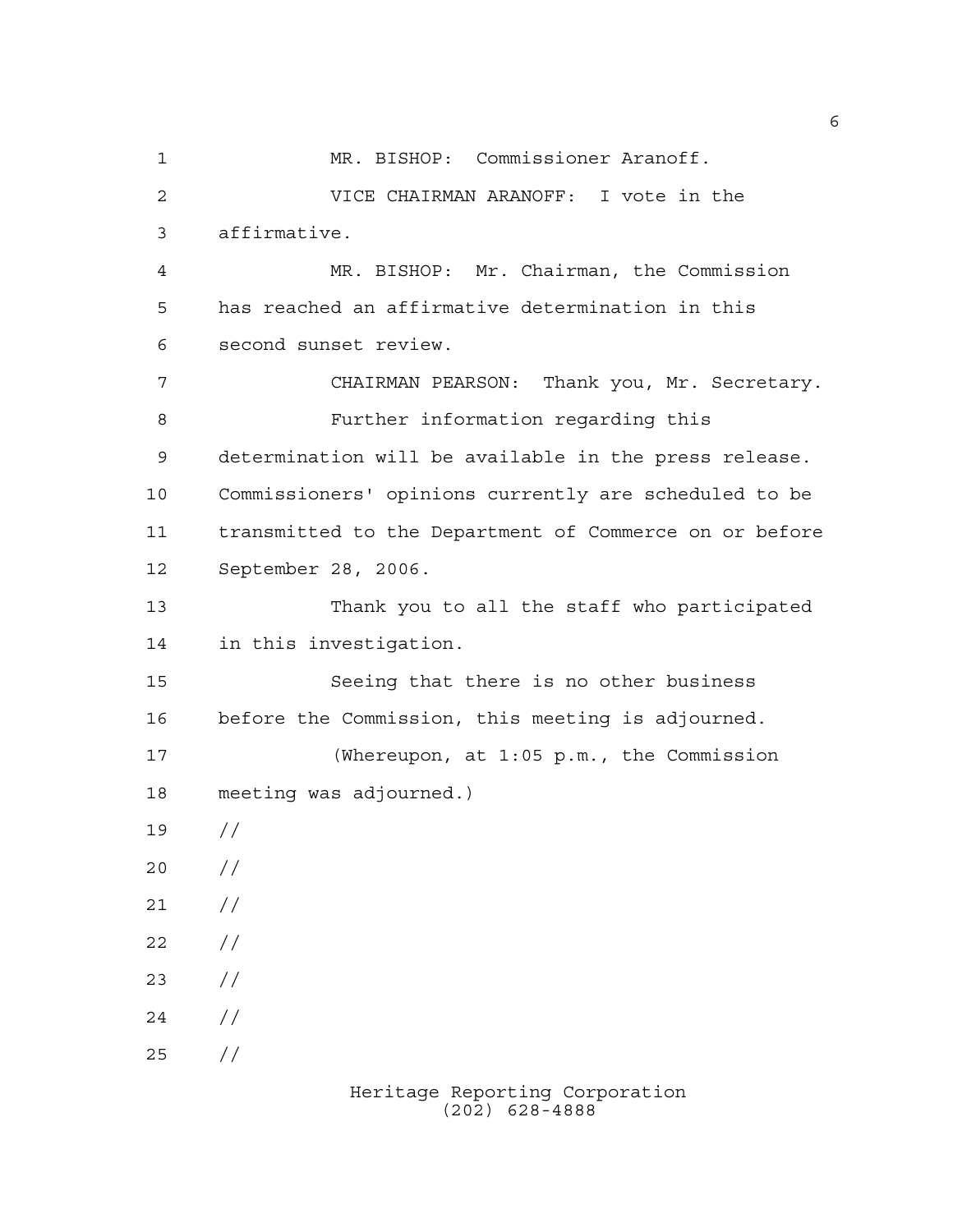MR. BISHOP: Commissioner Aranoff.

VICE CHAIRMAN ARANOFF: I vote in the affirmative.

MR. BISHOP: Mr. Chairman, the Commission has reached an affirmative determination in this second sunset review.

CHAIRMAN PEARSON: Thank you, Mr. Secretary.

Further information regarding this determination will be available in the press release. Commissioners' opinions currently are scheduled to be transmitted to the Department of Commerce on or before September 28, 2006.

Thank you to all the staff who participated in this investigation.

Seeing that there is no other business before the Commission, this meeting is adjourned.

(Whereupon, at 1:05 p.m., the Commission meeting was adjourned.)

//

//

//

//

//

//

//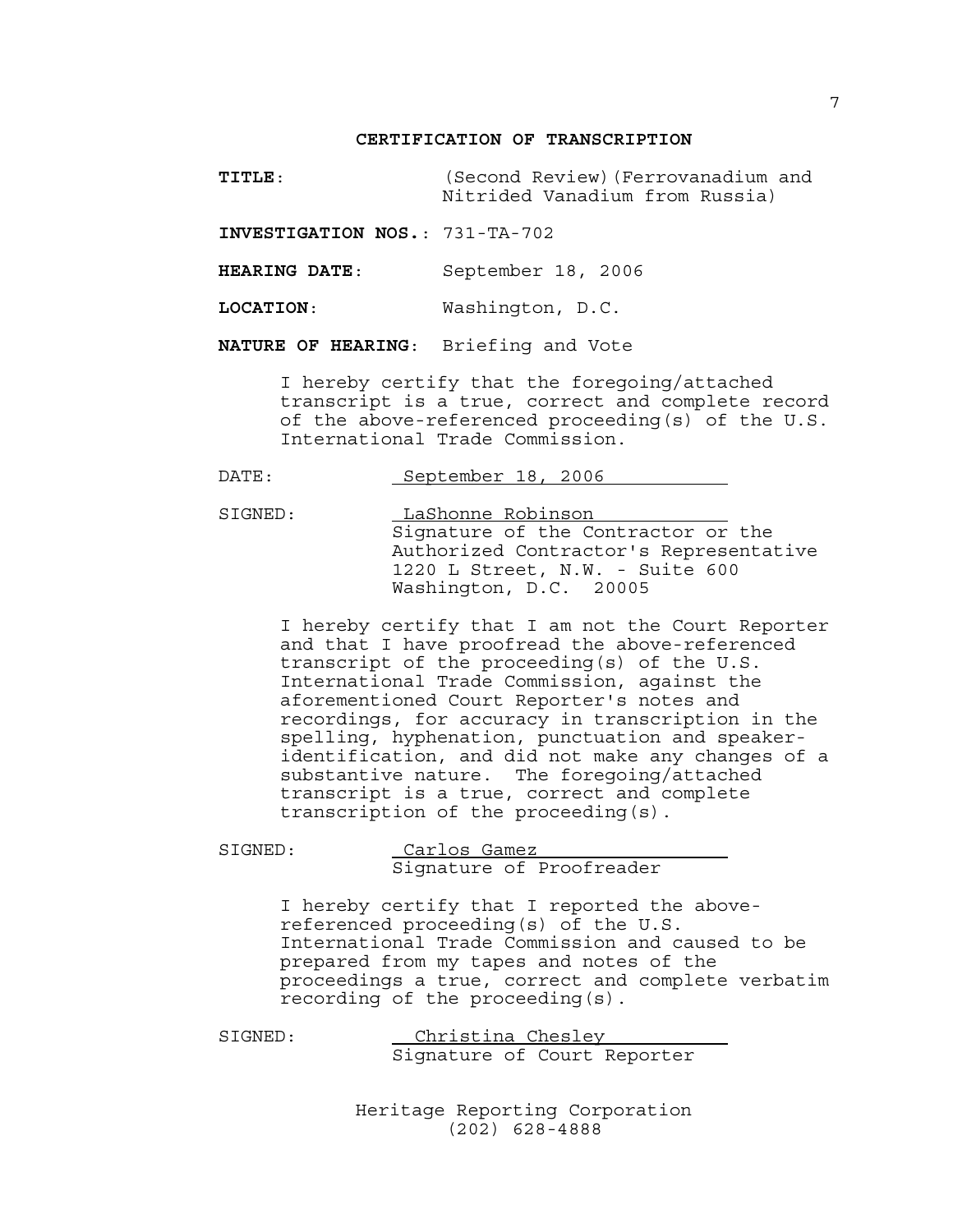**CERTIFICATION OF TRANSCRIPTION**

**TITLE**: (Second Review)(Ferrovanadium and Nitrided Vanadium from Russia)

**INVESTIGATION NOS.**: 731-TA-702

**HEARING DATE**: September 18, 2006

**LOCATION**: Washington, D.C.

**NATURE OF HEARING**: Briefing and Vote

I hereby certify that the foregoing/attached transcript is a true, correct and complete record of the above-referenced proceeding(s) of the U.S. International Trade Commission.

DATE: September 18, 2006

SIGNED: LaShonne Robinson
Signature of the Contractor or the Authorized Contractor's Representative
1220 L Street, N.W. - Suite 600
Washington, D.C. 20005

I hereby certify that I am not the Court Reporter and that I have proofread the above-referenced transcript of the proceeding(s) of the U.S. International Trade Commission, against the aforementioned Court Reporter's notes and recordings, for accuracy in transcription in the spelling, hyphenation, punctuation and speaker-identification, and did not make any changes of a substantive nature. The foregoing/attached transcript is a true, correct and complete transcription of the proceeding(s).

SIGNED: Carlos Gamez
Signature of Proofreader

I hereby certify that I reported the above-referenced proceeding(s) of the U.S. International Trade Commission and caused to be prepared from my tapes and notes of the proceedings a true, correct and complete verbatim recording of the proceeding(s).

SIGNED: Christina Chesley
Signature of Court Reporter